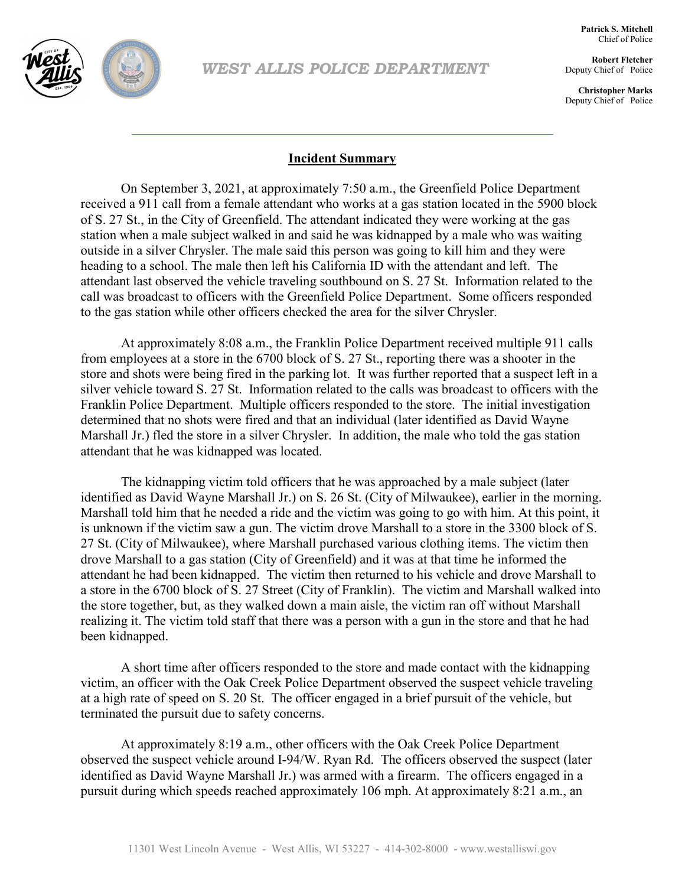# WEST ALLIS POLICE DEPARTMENT

**Patrick S. Mitchell**
Chief of Police

**Robert Fletcher**
Deputy Chief of Police

**Christopher Marks**
Deputy Chief of Police

## Incident Summary

On September 3, 2021, at approximately 7:50 a.m., the Greenfield Police Department received a 911 call from a female attendant who works at a gas station located in the 5900 block of S. 27 St., in the City of Greenfield. The attendant indicated they were working at the gas station when a male subject walked in and said he was kidnapped by a male who was waiting outside in a silver Chrysler. The male said this person was going to kill him and they were heading to a school. The male then left his California ID with the attendant and left. The attendant last observed the vehicle traveling southbound on S. 27 St. Information related to the call was broadcast to officers with the Greenfield Police Department. Some officers responded to the gas station while other officers checked the area for the silver Chrysler.

At approximately 8:08 a.m., the Franklin Police Department received multiple 911 calls from employees at a store in the 6700 block of S. 27 St., reporting there was a shooter in the store and shots were being fired in the parking lot. It was further reported that a suspect left in a silver vehicle toward S. 27 St. Information related to the calls was broadcast to officers with the Franklin Police Department. Multiple officers responded to the store. The initial investigation determined that no shots were fired and that an individual (later identified as David Wayne Marshall Jr.) fled the store in a silver Chrysler. In addition, the male who told the gas station attendant that he was kidnapped was located.

The kidnapping victim told officers that he was approached by a male subject (later identified as David Wayne Marshall Jr.) on S. 26 St. (City of Milwaukee), earlier in the morning. Marshall told him that he needed a ride and the victim was going to go with him. At this point, it is unknown if the victim saw a gun. The victim drove Marshall to a store in the 3300 block of S. 27 St. (City of Milwaukee), where Marshall purchased various clothing items. The victim then drove Marshall to a gas station (City of Greenfield) and it was at that time he informed the attendant he had been kidnapped. The victim then returned to his vehicle and drove Marshall to a store in the 6700 block of S. 27 Street (City of Franklin). The victim and Marshall walked into the store together, but, as they walked down a main aisle, the victim ran off without Marshall realizing it. The victim told staff that there was a person with a gun in the store and that he had been kidnapped.

A short time after officers responded to the store and made contact with the kidnapping victim, an officer with the Oak Creek Police Department observed the suspect vehicle traveling at a high rate of speed on S. 20 St. The officer engaged in a brief pursuit of the vehicle, but terminated the pursuit due to safety concerns.

At approximately 8:19 a.m., other officers with the Oak Creek Police Department observed the suspect vehicle around I-94/W. Ryan Rd. The officers observed the suspect (later identified as David Wayne Marshall Jr.) was armed with a firearm. The officers engaged in a pursuit during which speeds reached approximately 106 mph. At approximately 8:21 a.m., an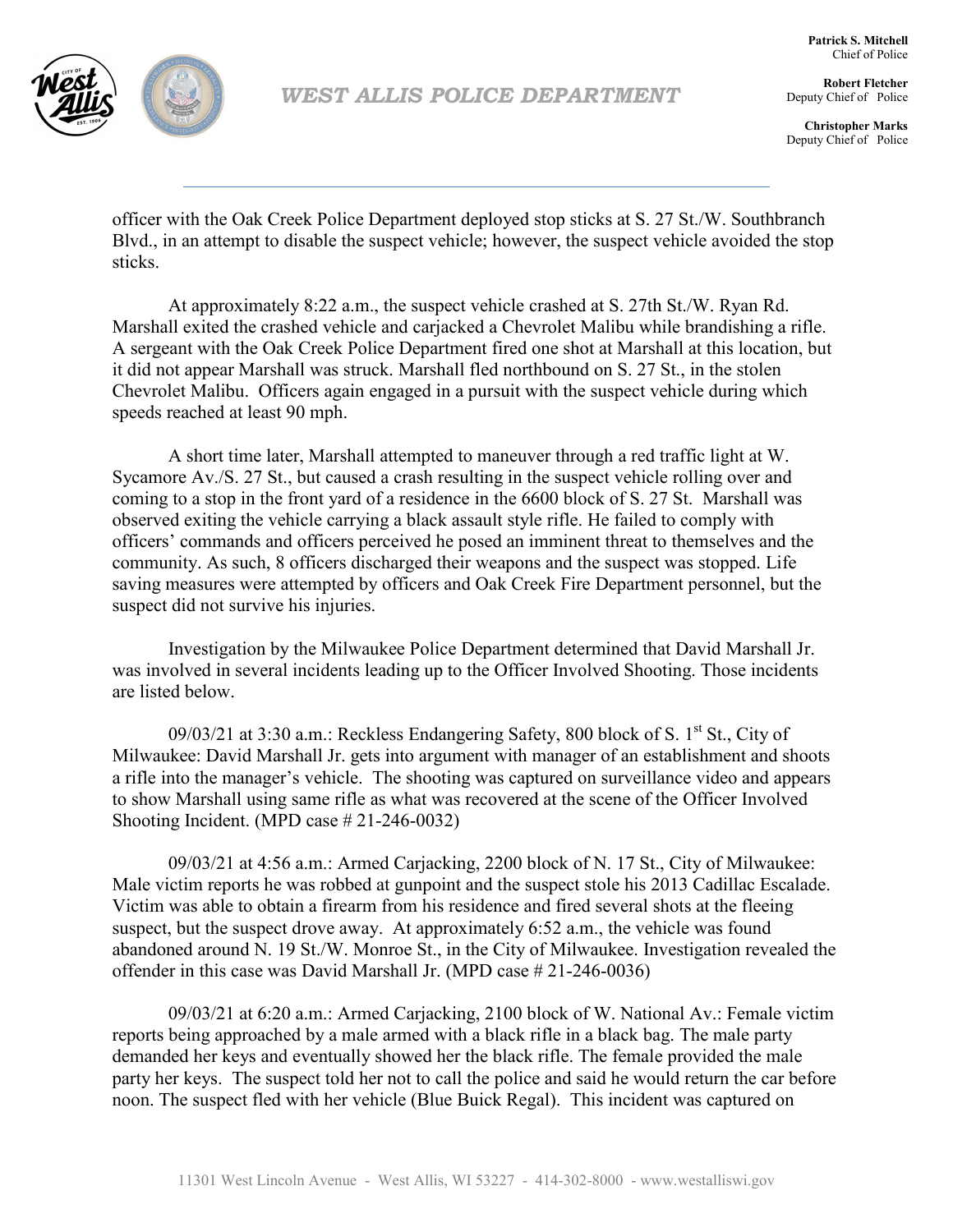officer with the Oak Creek Police Department deployed stop sticks at S. 27 St./W. Southbranch Blvd., in an attempt to disable the suspect vehicle; however, the suspect vehicle avoided the stop sticks.

At approximately 8:22 a.m., the suspect vehicle crashed at S. 27th St./W. Ryan Rd. Marshall exited the crashed vehicle and carjacked a Chevrolet Malibu while brandishing a rifle. A sergeant with the Oak Creek Police Department fired one shot at Marshall at this location, but it did not appear Marshall was struck. Marshall fled northbound on S. 27 St., in the stolen Chevrolet Malibu. Officers again engaged in a pursuit with the suspect vehicle during which speeds reached at least 90 mph.

A short time later, Marshall attempted to maneuver through a red traffic light at W. Sycamore Av./S. 27 St., but caused a crash resulting in the suspect vehicle rolling over and coming to a stop in the front yard of a residence in the 6600 block of S. 27 St. Marshall was observed exiting the vehicle carrying a black assault style rifle. He failed to comply with officers' commands and officers perceived he posed an imminent threat to themselves and the community. As such, 8 officers discharged their weapons and the suspect was stopped. Life saving measures were attempted by officers and Oak Creek Fire Department personnel, but the suspect did not survive his injuries.

Investigation by the Milwaukee Police Department determined that David Marshall Jr. was involved in several incidents leading up to the Officer Involved Shooting. Those incidents are listed below.

09/03/21 at 3:30 a.m.: Reckless Endangering Safety, 800 block of S. 1st St., City of Milwaukee: David Marshall Jr. gets into argument with manager of an establishment and shoots a rifle into the manager's vehicle. The shooting was captured on surveillance video and appears to show Marshall using same rifle as what was recovered at the scene of the Officer Involved Shooting Incident. (MPD case # 21-246-0032)

09/03/21 at 4:56 a.m.: Armed Carjacking, 2200 block of N. 17 St., City of Milwaukee: Male victim reports he was robbed at gunpoint and the suspect stole his 2013 Cadillac Escalade. Victim was able to obtain a firearm from his residence and fired several shots at the fleeing suspect, but the suspect drove away. At approximately 6:52 a.m., the vehicle was found abandoned around N. 19 St./W. Monroe St., in the City of Milwaukee. Investigation revealed the offender in this case was David Marshall Jr. (MPD case # 21-246-0036)

09/03/21 at 6:20 a.m.: Armed Carjacking, 2100 block of W. National Av.: Female victim reports being approached by a male armed with a black rifle in a black bag. The male party demanded her keys and eventually showed her the black rifle. The female provided the male party her keys. The suspect told her not to call the police and said he would return the car before noon. The suspect fled with her vehicle (Blue Buick Regal). This incident was captured on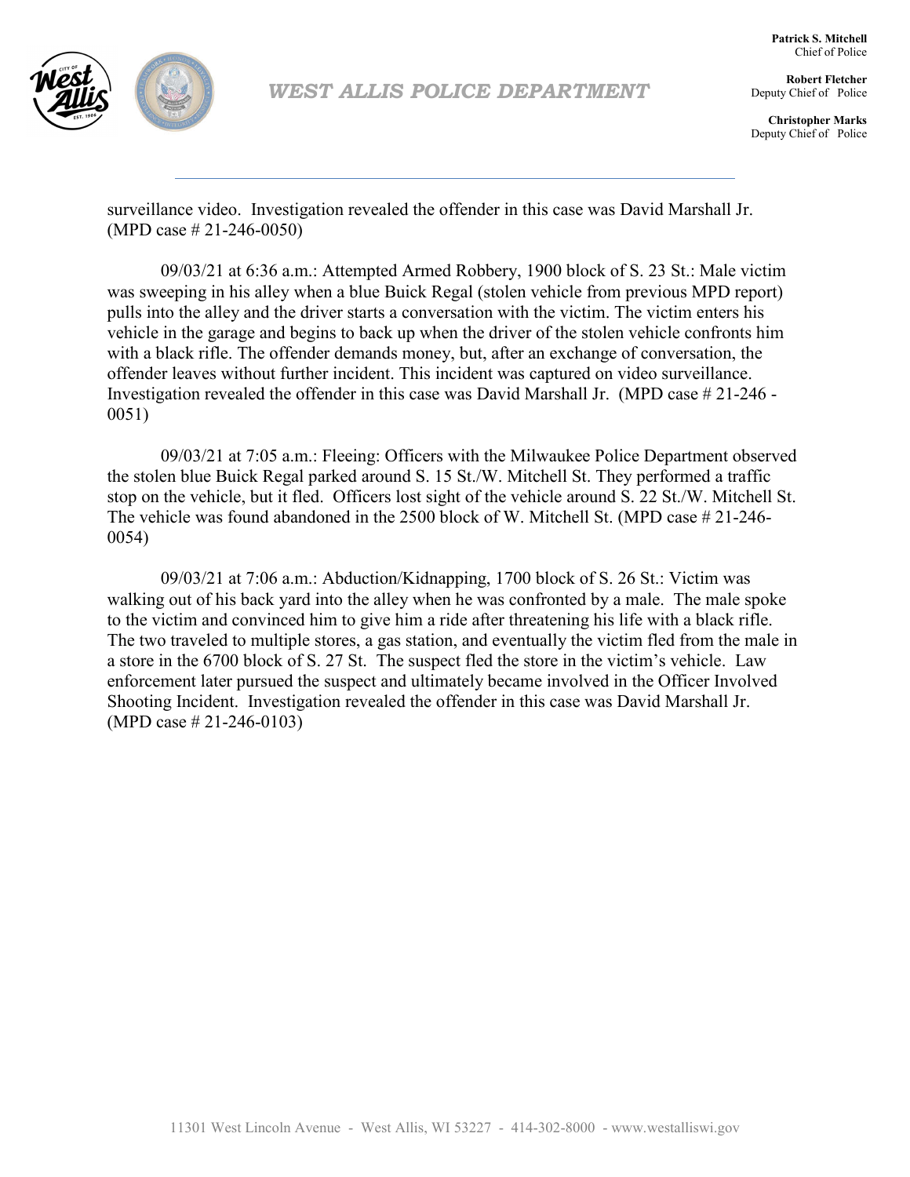surveillance video. Investigation revealed the offender in this case was David Marshall Jr. (MPD case # 21-246-0050)

09/03/21 at 6:36 a.m.: Attempted Armed Robbery, 1900 block of S. 23 St.: Male victim was sweeping in his alley when a blue Buick Regal (stolen vehicle from previous MPD report) pulls into the alley and the driver starts a conversation with the victim. The victim enters his vehicle in the garage and begins to back up when the driver of the stolen vehicle confronts him with a black rifle. The offender demands money, but, after an exchange of conversation, the offender leaves without further incident. This incident was captured on video surveillance. Investigation revealed the offender in this case was David Marshall Jr. (MPD case # 21-246 - 0051)

09/03/21 at 7:05 a.m.: Fleeing: Officers with the Milwaukee Police Department observed the stolen blue Buick Regal parked around S. 15 St./W. Mitchell St. They performed a traffic stop on the vehicle, but it fled. Officers lost sight of the vehicle around S. 22 St./W. Mitchell St. The vehicle was found abandoned in the 2500 block of W. Mitchell St. (MPD case # 21-246-0054)

09/03/21 at 7:06 a.m.: Abduction/Kidnapping, 1700 block of S. 26 St.: Victim was walking out of his back yard into the alley when he was confronted by a male. The male spoke to the victim and convinced him to give him a ride after threatening his life with a black rifle. The two traveled to multiple stores, a gas station, and eventually the victim fled from the male in a store in the 6700 block of S. 27 St. The suspect fled the store in the victim's vehicle. Law enforcement later pursued the suspect and ultimately became involved in the Officer Involved Shooting Incident. Investigation revealed the offender in this case was David Marshall Jr. (MPD case # 21-246-0103)